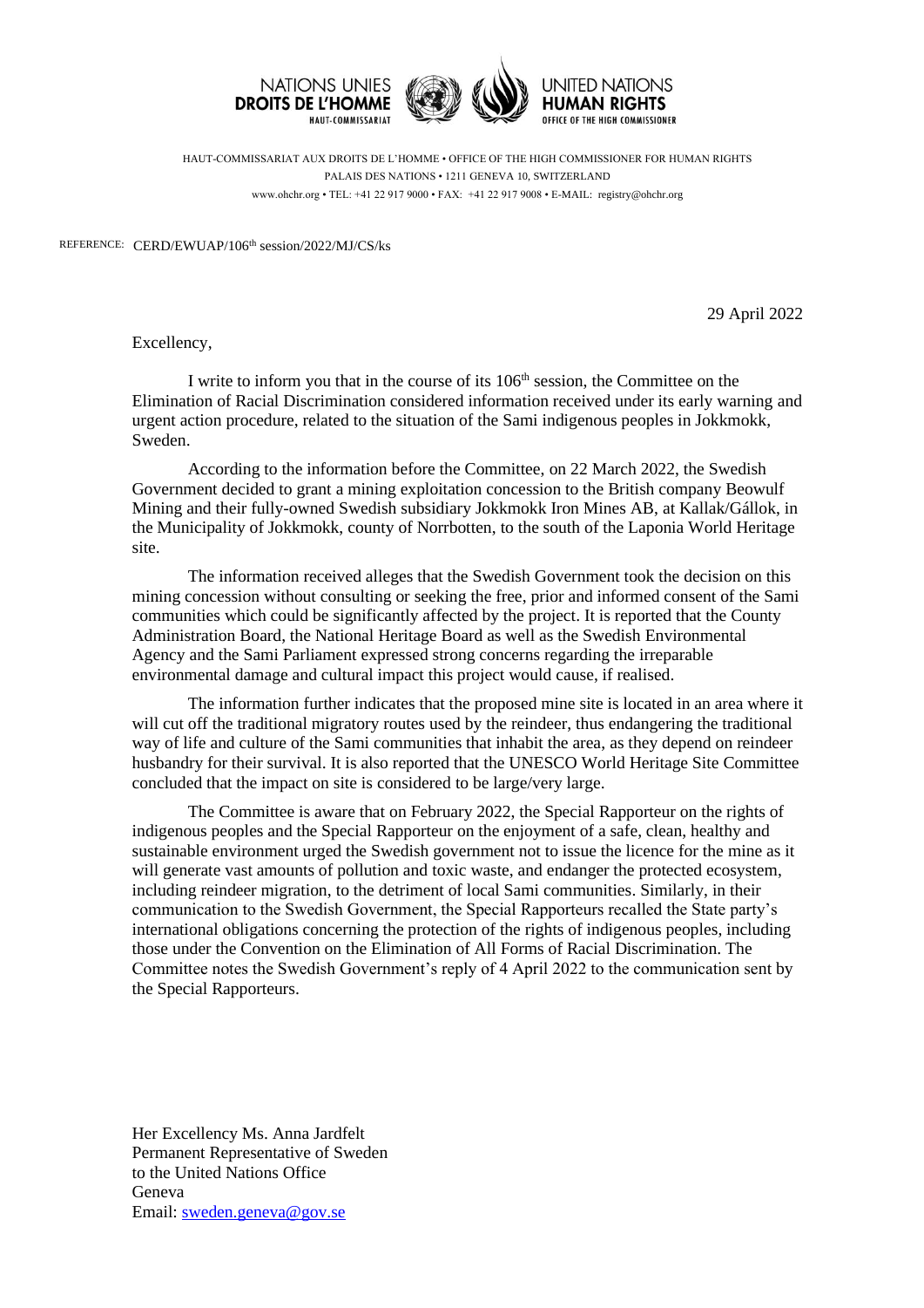NATIONS UNIES
**DROITS DE L'HOMME**
HAUT-COMMISSARIAT

UNITED NATIONS
**HUMAN RIGHTS**
OFFICE OF THE HIGH COMMISSIONER

HAUT-COMMISSARIAT AUX DROITS DE L'HOMME • OFFICE OF THE HIGH COMMISSIONER FOR HUMAN RIGHTS
PALAIS DES NATIONS • 1211 GENEVA 10, SWITZERLAND
www.ohchr.org • TEL: +41 22 917 9000 • FAX: +41 22 917 9008 • E-MAIL: registry@ohchr.org

REFERENCE: CERD/EWUAP/106th session/2022/MJ/CS/ks

29 April 2022

Excellency,

I write to inform you that in the course of its 106th session, the Committee on the Elimination of Racial Discrimination considered information received under its early warning and urgent action procedure, related to the situation of the Sami indigenous peoples in Jokkmokk, Sweden.

According to the information before the Committee, on 22 March 2022, the Swedish Government decided to grant a mining exploitation concession to the British company Beowulf Mining and their fully-owned Swedish subsidiary Jokkmokk Iron Mines AB, at Kallak/Gállok, in the Municipality of Jokkmokk, county of Norrbotten, to the south of the Laponia World Heritage site.

The information received alleges that the Swedish Government took the decision on this mining concession without consulting or seeking the free, prior and informed consent of the Sami communities which could be significantly affected by the project. It is reported that the County Administration Board, the National Heritage Board as well as the Swedish Environmental Agency and the Sami Parliament expressed strong concerns regarding the irreparable environmental damage and cultural impact this project would cause, if realised.

The information further indicates that the proposed mine site is located in an area where it will cut off the traditional migratory routes used by the reindeer, thus endangering the traditional way of life and culture of the Sami communities that inhabit the area, as they depend on reindeer husbandry for their survival. It is also reported that the UNESCO World Heritage Site Committee concluded that the impact on site is considered to be large/very large.

The Committee is aware that on February 2022, the Special Rapporteur on the rights of indigenous peoples and the Special Rapporteur on the enjoyment of a safe, clean, healthy and sustainable environment urged the Swedish government not to issue the licence for the mine as it will generate vast amounts of pollution and toxic waste, and endanger the protected ecosystem, including reindeer migration, to the detriment of local Sami communities. Similarly, in their communication to the Swedish Government, the Special Rapporteurs recalled the State party's international obligations concerning the protection of the rights of indigenous peoples, including those under the Convention on the Elimination of All Forms of Racial Discrimination. The Committee notes the Swedish Government's reply of 4 April 2022 to the communication sent by the Special Rapporteurs.

Her Excellency Ms. Anna Jardfelt
Permanent Representative of Sweden
to the United Nations Office
Geneva
Email: sweden.geneva@gov.se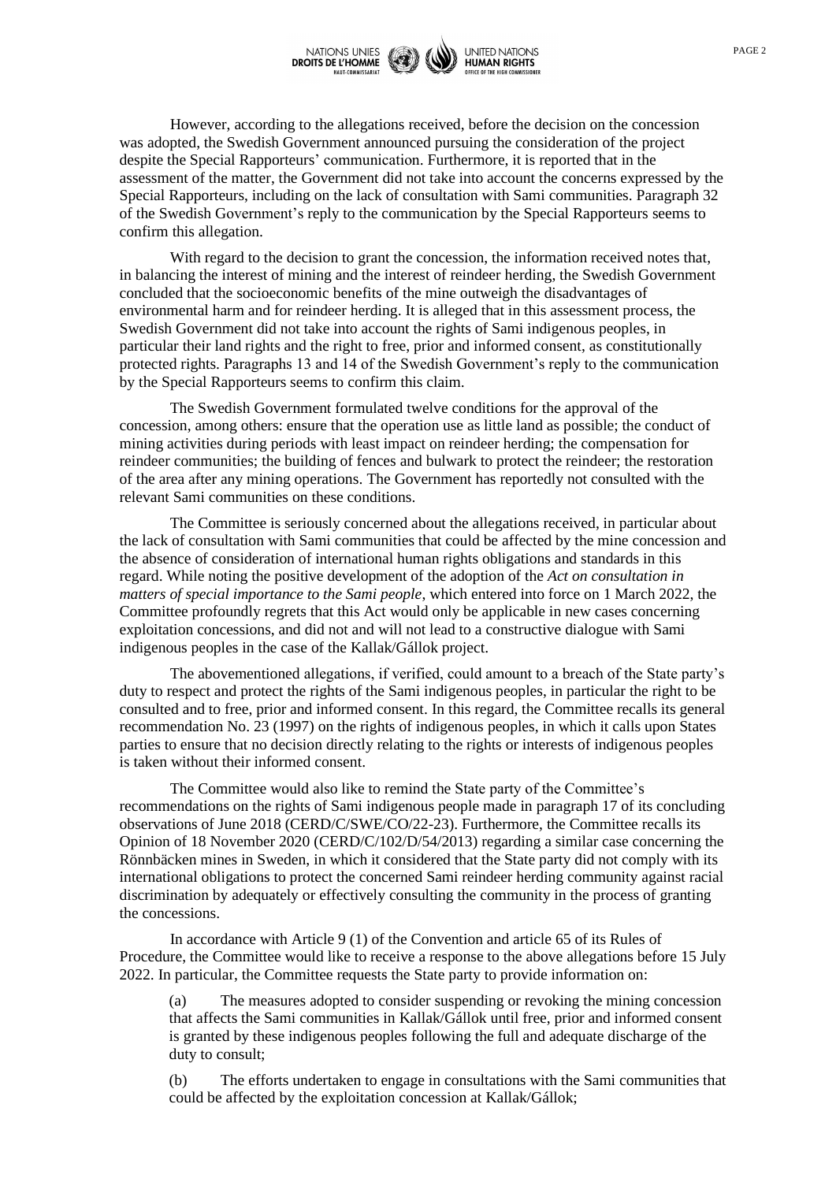However, according to the allegations received, before the decision on the concession was adopted, the Swedish Government announced pursuing the consideration of the project despite the Special Rapporteurs' communication. Furthermore, it is reported that in the assessment of the matter, the Government did not take into account the concerns expressed by the Special Rapporteurs, including on the lack of consultation with Sami communities. Paragraph 32 of the Swedish Government's reply to the communication by the Special Rapporteurs seems to confirm this allegation.

With regard to the decision to grant the concession, the information received notes that, in balancing the interest of mining and the interest of reindeer herding, the Swedish Government concluded that the socioeconomic benefits of the mine outweigh the disadvantages of environmental harm and for reindeer herding. It is alleged that in this assessment process, the Swedish Government did not take into account the rights of Sami indigenous peoples, in particular their land rights and the right to free, prior and informed consent, as constitutionally protected rights. Paragraphs 13 and 14 of the Swedish Government's reply to the communication by the Special Rapporteurs seems to confirm this claim.

The Swedish Government formulated twelve conditions for the approval of the concession, among others: ensure that the operation use as little land as possible; the conduct of mining activities during periods with least impact on reindeer herding; the compensation for reindeer communities; the building of fences and bulwark to protect the reindeer; the restoration of the area after any mining operations. The Government has reportedly not consulted with the relevant Sami communities on these conditions.

The Committee is seriously concerned about the allegations received, in particular about the lack of consultation with Sami communities that could be affected by the mine concession and the absence of consideration of international human rights obligations and standards in this regard. While noting the positive development of the adoption of the *Act on consultation in matters of special importance to the Sami people*, which entered into force on 1 March 2022, the Committee profoundly regrets that this Act would only be applicable in new cases concerning exploitation concessions, and did not and will not lead to a constructive dialogue with Sami indigenous peoples in the case of the Kallak/Gállok project.

The abovementioned allegations, if verified, could amount to a breach of the State party's duty to respect and protect the rights of the Sami indigenous peoples, in particular the right to be consulted and to free, prior and informed consent. In this regard, the Committee recalls its general recommendation No. 23 (1997) on the rights of indigenous peoples, in which it calls upon States parties to ensure that no decision directly relating to the rights or interests of indigenous peoples is taken without their informed consent.

The Committee would also like to remind the State party of the Committee's recommendations on the rights of Sami indigenous people made in paragraph 17 of its concluding observations of June 2018 (CERD/C/SWE/CO/22-23). Furthermore, the Committee recalls its Opinion of 18 November 2020 (CERD/C/102/D/54/2013) regarding a similar case concerning the Rönnbäcken mines in Sweden, in which it considered that the State party did not comply with its international obligations to protect the concerned Sami reindeer herding community against racial discrimination by adequately or effectively consulting the community in the process of granting the concessions.

In accordance with Article 9 (1) of the Convention and article 65 of its Rules of Procedure, the Committee would like to receive a response to the above allegations before 15 July 2022. In particular, the Committee requests the State party to provide information on:

(a) The measures adopted to consider suspending or revoking the mining concession that affects the Sami communities in Kallak/Gállok until free, prior and informed consent is granted by these indigenous peoples following the full and adequate discharge of the duty to consult;

(b) The efforts undertaken to engage in consultations with the Sami communities that could be affected by the exploitation concession at Kallak/Gállok;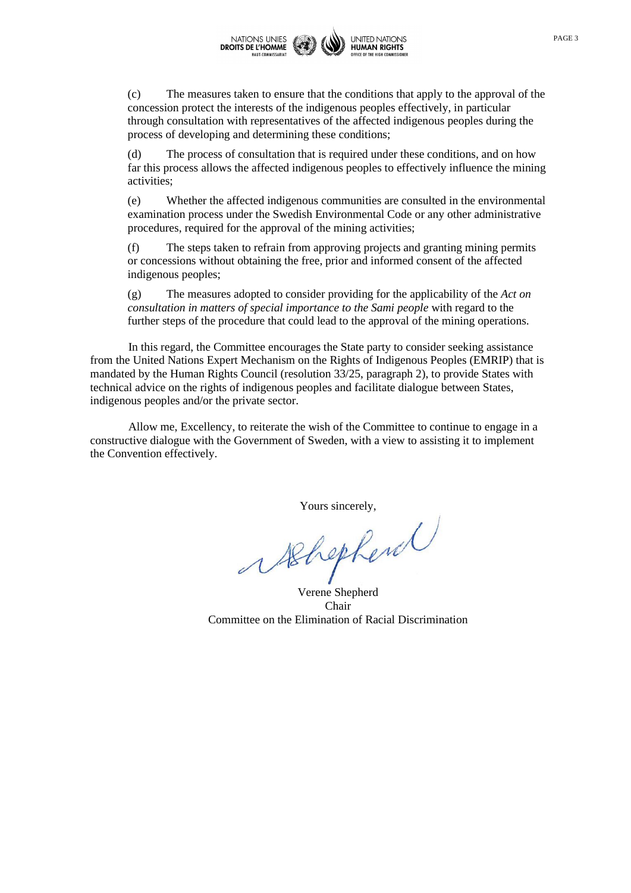(c) The measures taken to ensure that the conditions that apply to the approval of the concession protect the interests of the indigenous peoples effectively, in particular through consultation with representatives of the affected indigenous peoples during the process of developing and determining these conditions;

(d) The process of consultation that is required under these conditions, and on how far this process allows the affected indigenous peoples to effectively influence the mining activities;

(e) Whether the affected indigenous communities are consulted in the environmental examination process under the Swedish Environmental Code or any other administrative procedures, required for the approval of the mining activities;

(f) The steps taken to refrain from approving projects and granting mining permits or concessions without obtaining the free, prior and informed consent of the affected indigenous peoples;

(g) The measures adopted to consider providing for the applicability of the *Act on consultation in matters of special importance to the Sami people* with regard to the further steps of the procedure that could lead to the approval of the mining operations.

In this regard, the Committee encourages the State party to consider seeking assistance from the United Nations Expert Mechanism on the Rights of Indigenous Peoples (EMRIP) that is mandated by the Human Rights Council (resolution 33/25, paragraph 2), to provide States with technical advice on the rights of indigenous peoples and facilitate dialogue between States, indigenous peoples and/or the private sector.

Allow me, Excellency, to reiterate the wish of the Committee to continue to engage in a constructive dialogue with the Government of Sweden, with a view to assisting it to implement the Convention effectively.

Yours sincerely,

Verene Shepherd
Chair
Committee on the Elimination of Racial Discrimination